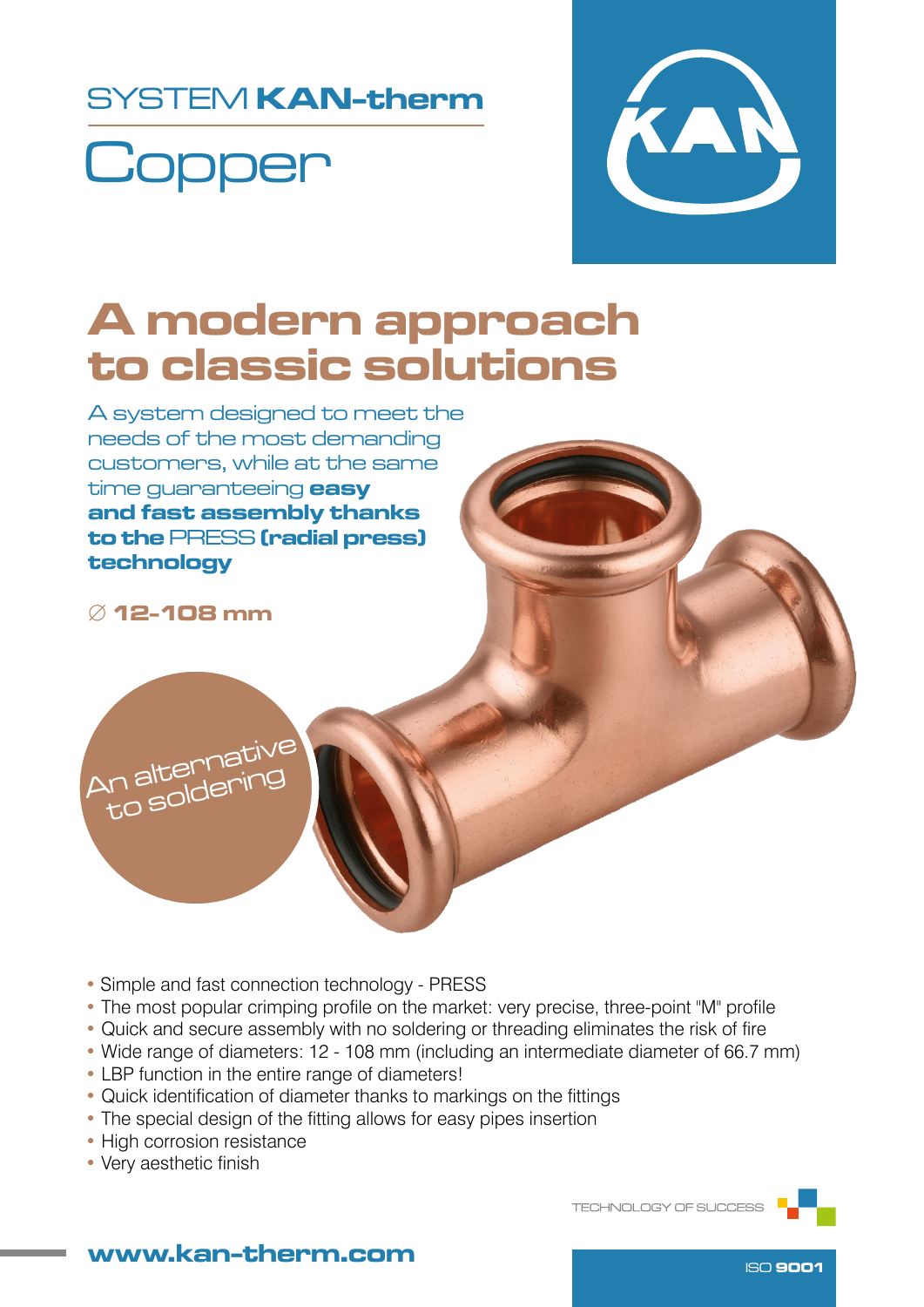SYSTEM **KAN-therm**

# Copper

## A modern approach to classic solutions

A system designed to meet the needs of the most demanding customers, while at the same time guaranteeing **easy and fast assembly thanks to the** PRESS **(radial press) technology**

∅ **12-108 mm**

An alternative to soldering

- Simple and fast connection technology - PRESS
- The most popular crimping profile on the market: very precise, three-point "M" profile
- Quick and secure assembly with no soldering or threading eliminates the risk of fire
- Wide range of diameters: 12 - 108 mm (including an intermediate diameter of 66.7 mm)
- LBP function in the entire range of diameters!
- Quick identification of diameter thanks to markings on the fittings
- The special design of the fitting allows for easy pipes insertion
- High corrosion resistance
- Very aesthetic finish

TECHNOLOGY OF SUCCESS

**www.kan-therm.com**

ISO **9001**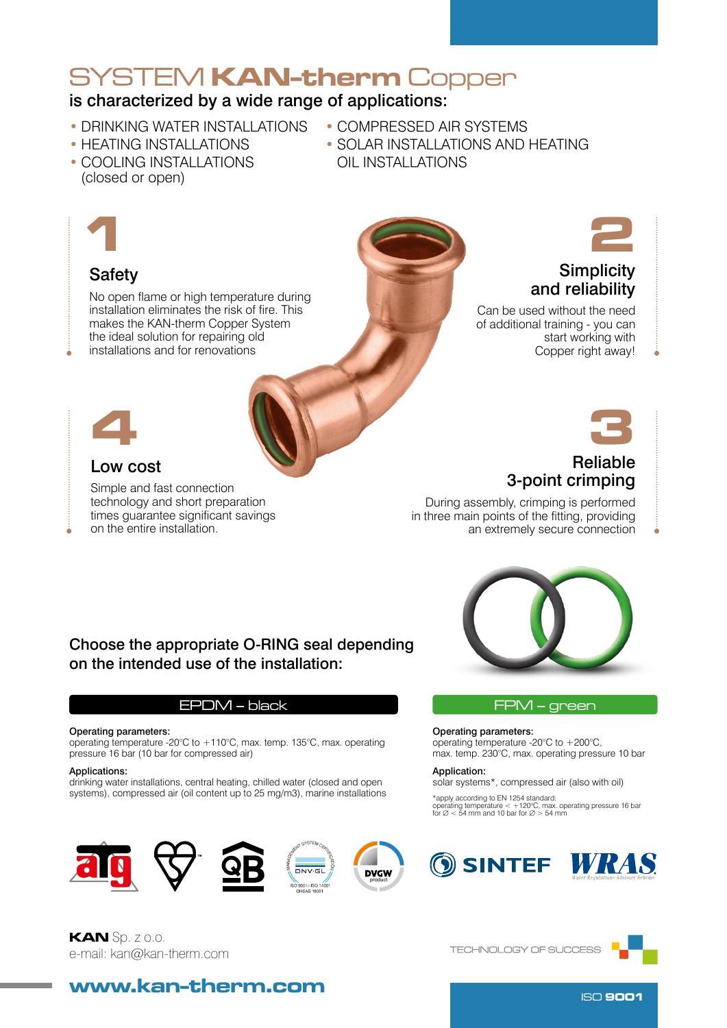# SYSTEM **KAN-therm** Copper

is characterized by a wide range of applications:

- DRINKING WATER INSTALLATIONS
- HEATING INSTALLATIONS
- COOLING INSTALLATIONS (closed or open)
- COMPRESSED AIR SYSTEMS
- SOLAR INSTALLATIONS AND HEATING OIL INSTALLATIONS

## 1 Safety

No open flame or high temperature during installation eliminates the risk of fire. This makes the KAN-therm Copper System the ideal solution for repairing old installations and for renovations

## 2 Simplicity and reliability

Can be used without the need of additional training - you can start working with Copper right away!

## 3 Reliable 3-point crimping

During assembly, crimping is performed in three main points of the fitting, providing an extremely secure connection

## 4 Low cost

Simple and fast connection technology and short preparation times guarantee significant savings on the entire installation.

## Choose the appropriate O-RING seal depending on the intended use of the installation:

### EPDM – black

**Operating parameters:**
operating temperature -20°C to +110°C, max. temp. 135°C, max. operating pressure 16 bar (10 bar for compressed air)

**Applications:**
drinking water installations, central heating, chilled water (closed and open systems), compressed air (oil content up to 25 mg/m3), marine installations

### FPM – green

**Operating parameters:**
operating temperature -20°C to +200°C,
max. temp. 230°C, max. operating pressure 10 bar

**Application:**
solar systems*, compressed air (also with oil)

*apply according to EN 1254 standard:
operating temperature < +120°C, max. operating pressure 16 bar for Ø < 54 mm and 10 bar for Ø > 54 mm

**KAN** Sp. z o.o.
e-mail: kan@kan-therm.com

TECHNOLOGY OF SUCCESS

**www.kan-therm.com**

ISO **9001**